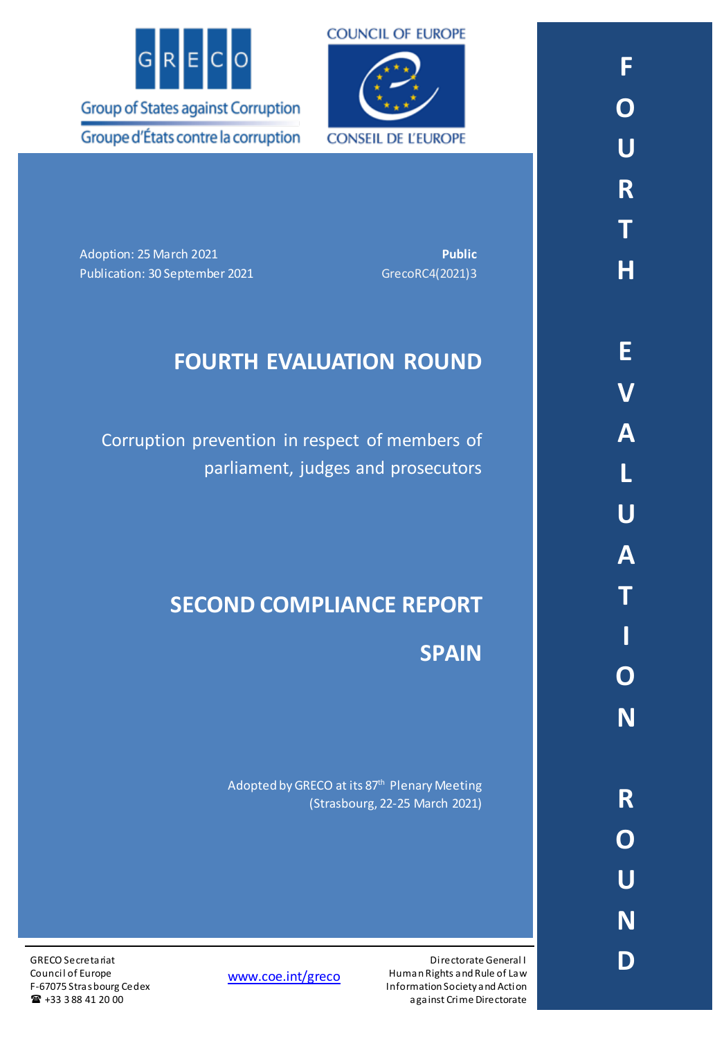GRECO
Group of States against Corruption
Groupe d'États contre la corruption

COUNCIL OF EUROPE
CONSEIL DE L'EUROPE

Adoption: 25 March 2021
Publication: 30 September 2021

**Public**
GrecoRC4(2021)3

# FOURTH EVALUATION ROUND

Corruption prevention in respect of members of parliament, judges and prosecutors

# SECOND COMPLIANCE REPORT

# SPAIN

Adopted by GRECO at its 87th Plenary Meeting
(Strasbourg, 22-25 March 2021)

FOURTH EVALUATION ROUND

GRECO Secretariat
Council of Europe
F-67075 Strasbourg Cedex
☎ +33 3 88 41 20 00

www.coe.int/greco

Directorate General I
Human Rights and Rule of Law
Information Society and Action against Crime Directorate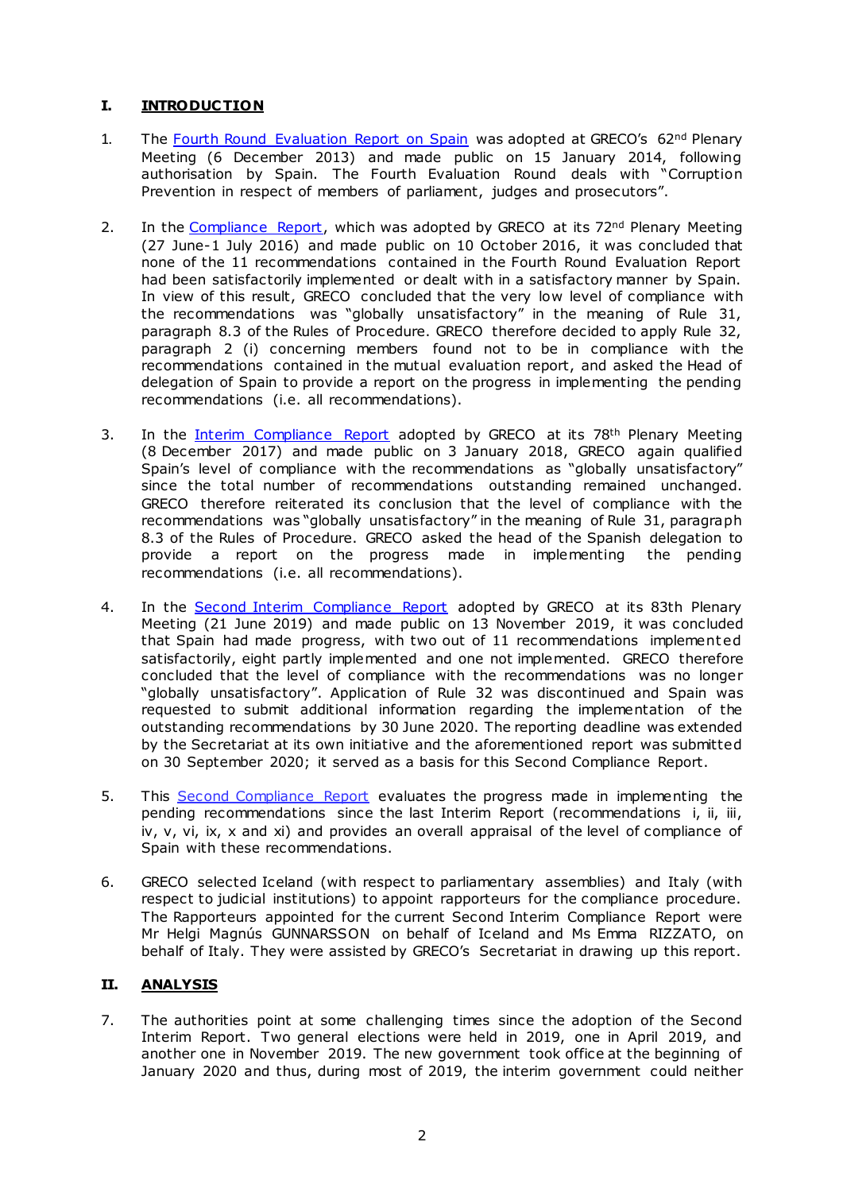## I. INTRODUCTION

1. The Fourth Round Evaluation Report on Spain was adopted at GRECO's 62nd Plenary Meeting (6 December 2013) and made public on 15 January 2014, following authorisation by Spain. The Fourth Evaluation Round deals with "Corruption Prevention in respect of members of parliament, judges and prosecutors".

2. In the Compliance Report, which was adopted by GRECO at its 72nd Plenary Meeting (27 June-1 July 2016) and made public on 10 October 2016, it was concluded that none of the 11 recommendations contained in the Fourth Round Evaluation Report had been satisfactorily implemented or dealt with in a satisfactory manner by Spain. In view of this result, GRECO concluded that the very low level of compliance with the recommendations was "globally unsatisfactory" in the meaning of Rule 31, paragraph 8.3 of the Rules of Procedure. GRECO therefore decided to apply Rule 32, paragraph 2 (i) concerning members found not to be in compliance with the recommendations contained in the mutual evaluation report, and asked the Head of delegation of Spain to provide a report on the progress in implementing the pending recommendations (i.e. all recommendations).

3. In the Interim Compliance Report adopted by GRECO at its 78th Plenary Meeting (8 December 2017) and made public on 3 January 2018, GRECO again qualified Spain's level of compliance with the recommendations as "globally unsatisfactory" since the total number of recommendations outstanding remained unchanged. GRECO therefore reiterated its conclusion that the level of compliance with the recommendations was "globally unsatisfactory" in the meaning of Rule 31, paragraph 8.3 of the Rules of Procedure. GRECO asked the head of the Spanish delegation to provide a report on the progress made in implementing the pending recommendations (i.e. all recommendations).

4. In the Second Interim Compliance Report adopted by GRECO at its 83th Plenary Meeting (21 June 2019) and made public on 13 November 2019, it was concluded that Spain had made progress, with two out of 11 recommendations implemented satisfactorily, eight partly implemented and one not implemented. GRECO therefore concluded that the level of compliance with the recommendations was no longer "globally unsatisfactory". Application of Rule 32 was discontinued and Spain was requested to submit additional information regarding the implementation of the outstanding recommendations by 30 June 2020. The reporting deadline was extended by the Secretariat at its own initiative and the aforementioned report was submitted on 30 September 2020; it served as a basis for this Second Compliance Report.

5. This Second Compliance Report evaluates the progress made in implementing the pending recommendations since the last Interim Report (recommendations i, ii, iii, iv, v, vi, ix, x and xi) and provides an overall appraisal of the level of compliance of Spain with these recommendations.

6. GRECO selected Iceland (with respect to parliamentary assemblies) and Italy (with respect to judicial institutions) to appoint rapporteurs for the compliance procedure. The Rapporteurs appointed for the current Second Interim Compliance Report were Mr Helgi Magnús GUNNARSSON on behalf of Iceland and Ms Emma RIZZATO, on behalf of Italy. They were assisted by GRECO's Secretariat in drawing up this report.

## II. ANALYSIS

7. The authorities point at some challenging times since the adoption of the Second Interim Report. Two general elections were held in 2019, one in April 2019, and another one in November 2019. The new government took office at the beginning of January 2020 and thus, during most of 2019, the interim government could neither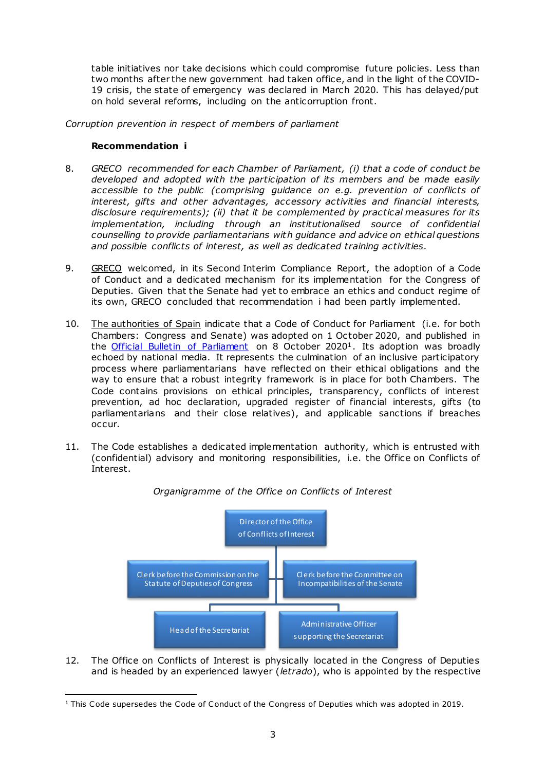table initiatives nor take decisions which could compromise future policies. Less than two months after the new government had taken office, and in the light of the COVID-19 crisis, the state of emergency was declared in March 2020. This has delayed/put on hold several reforms, including on the anticorruption front.

*Corruption prevention in respect of members of parliament*

**Recommendation i**

8. *GRECO recommended for each Chamber of Parliament, (i) that a code of conduct be developed and adopted with the participation of its members and be made easily accessible to the public (comprising guidance on e.g. prevention of conflicts of interest, gifts and other advantages, accessory activities and financial interests, disclosure requirements); (ii) that it be complemented by practical measures for its implementation, including through an institutionalised source of confidential counselling to provide parliamentarians with guidance and advice on ethical questions and possible conflicts of interest, as well as dedicated training activities.*

9. GRECO welcomed, in its Second Interim Compliance Report, the adoption of a Code of Conduct and a dedicated mechanism for its implementation for the Congress of Deputies. Given that the Senate had yet to embrace an ethics and conduct regime of its own, GRECO concluded that recommendation i had been partly implemented.

10. The authorities of Spain indicate that a Code of Conduct for Parliament (i.e. for both Chambers: Congress and Senate) was adopted on 1 October 2020, and published in the Official Bulletin of Parliament on 8 October 2020[1]. Its adoption was broadly echoed by national media. It represents the culmination of an inclusive participatory process where parliamentarians have reflected on their ethical obligations and the way to ensure that a robust integrity framework is in place for both Chambers. The Code contains provisions on ethical principles, transparency, conflicts of interest prevention, ad hoc declaration, upgraded register of financial interests, gifts (to parliamentarians and their close relatives), and applicable sanctions if breaches occur.

11. The Code establishes a dedicated implementation authority, which is entrusted with (confidential) advisory and monitoring responsibilities, i.e. the Office on Conflicts of Interest.

*Organigramme of the Office on Conflicts of Interest*

- Director of the Office of Conflicts of Interest
  - Clerk before the Commission on the Statute of Deputies of Congress
  - Clerk before the Committee on Incompatibilities of the Senate
    - Head of the Secretariat
    - Administrative Officer supporting the Secretariat

12. The Office on Conflicts of Interest is physically located in the Congress of Deputies and is headed by an experienced lawyer (*letrado*), who is appointed by the respective

[1] This Code supersedes the Code of Conduct of the Congress of Deputies which was adopted in 2019.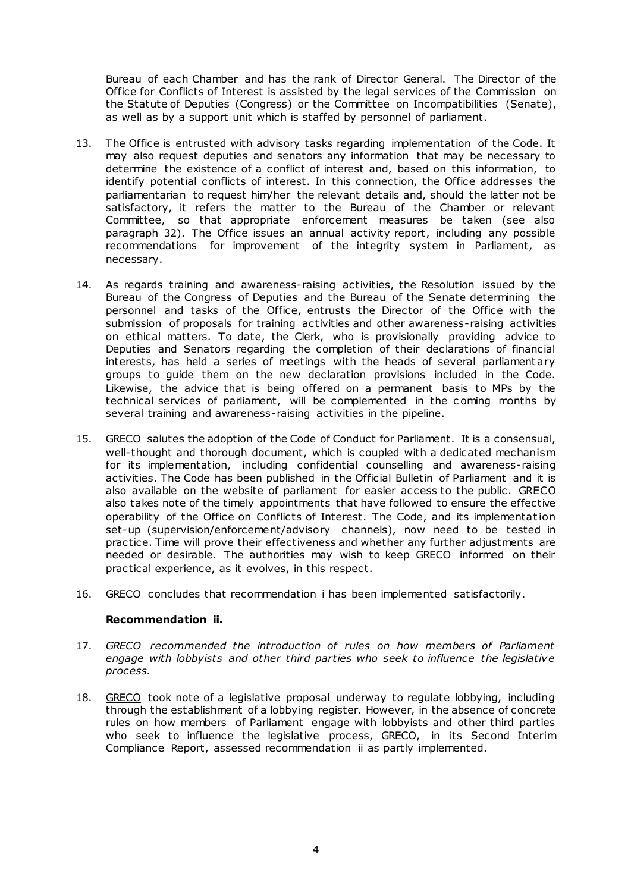Bureau of each Chamber and has the rank of Director General. The Director of the Office for Conflicts of Interest is assisted by the legal services of the Commission on the Statute of Deputies (Congress) or the Committee on Incompatibilities (Senate), as well as by a support unit which is staffed by personnel of parliament.

13. The Office is entrusted with advisory tasks regarding implementation of the Code. It may also request deputies and senators any information that may be necessary to determine the existence of a conflict of interest and, based on this information, to identify potential conflicts of interest. In this connection, the Office addresses the parliamentarian to request him/her the relevant details and, should the latter not be satisfactory, it refers the matter to the Bureau of the Chamber or relevant Committee, so that appropriate enforcement measures be taken (see also paragraph 32). The Office issues an annual activity report, including any possible recommendations for improvement of the integrity system in Parliament, as necessary.

14. As regards training and awareness-raising activities, the Resolution issued by the Bureau of the Congress of Deputies and the Bureau of the Senate determining the personnel and tasks of the Office, entrusts the Director of the Office with the submission of proposals for training activities and other awareness-raising activities on ethical matters. To date, the Clerk, who is provisionally providing advice to Deputies and Senators regarding the completion of their declarations of financial interests, has held a series of meetings with the heads of several parliamentary groups to guide them on the new declaration provisions included in the Code. Likewise, the advice that is being offered on a permanent basis to MPs by the technical services of parliament, will be complemented in the coming months by several training and awareness-raising activities in the pipeline.

15. GRECO salutes the adoption of the Code of Conduct for Parliament. It is a consensual, well-thought and thorough document, which is coupled with a dedicated mechanism for its implementation, including confidential counselling and awareness-raising activities. The Code has been published in the Official Bulletin of Parliament and it is also available on the website of parliament for easier access to the public. GRECO also takes note of the timely appointments that have followed to ensure the effective operability of the Office on Conflicts of Interest. The Code, and its implementation set-up (supervision/enforcement/advisory channels), now need to be tested in practice. Time will prove their effectiveness and whether any further adjustments are needed or desirable. The authorities may wish to keep GRECO informed on their practical experience, as it evolves, in this respect.

16. GRECO concludes that recommendation i has been implemented satisfactorily.

**Recommendation ii.**

17. *GRECO recommended the introduction of rules on how members of Parliament engage with lobbyists and other third parties who seek to influence the legislative process.*

18. GRECO took note of a legislative proposal underway to regulate lobbying, including through the establishment of a lobbying register. However, in the absence of concrete rules on how members of Parliament engage with lobbyists and other third parties who seek to influence the legislative process, GRECO, in its Second Interim Compliance Report, assessed recommendation ii as partly implemented.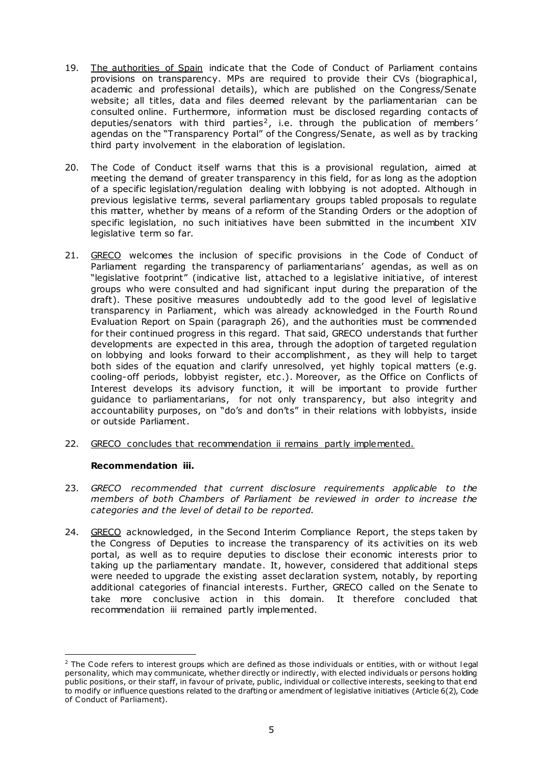19. The authorities of Spain indicate that the Code of Conduct of Parliament contains provisions on transparency. MPs are required to provide their CVs (biographical, academic and professional details), which are published on the Congress/Senate website; all titles, data and files deemed relevant by the parliamentarian can be consulted online. Furthermore, information must be disclosed regarding contacts of deputies/senators with third parties[2], i.e. through the publication of members' agendas on the "Transparency Portal" of the Congress/Senate, as well as by tracking third party involvement in the elaboration of legislation.

20. The Code of Conduct itself warns that this is a provisional regulation, aimed at meeting the demand of greater transparency in this field, for as long as the adoption of a specific legislation/regulation dealing with lobbying is not adopted. Although in previous legislative terms, several parliamentary groups tabled proposals to regulate this matter, whether by means of a reform of the Standing Orders or the adoption of specific legislation, no such initiatives have been submitted in the incumbent XIV legislative term so far.

21. GRECO welcomes the inclusion of specific provisions in the Code of Conduct of Parliament regarding the transparency of parliamentarians' agendas, as well as on "legislative footprint" (indicative list, attached to a legislative initiative, of interest groups who were consulted and had significant input during the preparation of the draft). These positive measures undoubtedly add to the good level of legislative transparency in Parliament, which was already acknowledged in the Fourth Round Evaluation Report on Spain (paragraph 26), and the authorities must be commended for their continued progress in this regard. That said, GRECO understands that further developments are expected in this area, through the adoption of targeted regulation on lobbying and looks forward to their accomplishment, as they will help to target both sides of the equation and clarify unresolved, yet highly topical matters (e.g. cooling-off periods, lobbyist register, etc.). Moreover, as the Office on Conflicts of Interest develops its advisory function, it will be important to provide further guidance to parliamentarians, for not only transparency, but also integrity and accountability purposes, on "do's and don'ts" in their relations with lobbyists, inside or outside Parliament.

22. GRECO concludes that recommendation ii remains partly implemented.

**Recommendation iii.**

23. *GRECO recommended that current disclosure requirements applicable to the members of both Chambers of Parliament be reviewed in order to increase the categories and the level of detail to be reported.*

24. GRECO acknowledged, in the Second Interim Compliance Report, the steps taken by the Congress of Deputies to increase the transparency of its activities on its web portal, as well as to require deputies to disclose their economic interests prior to taking up the parliamentary mandate. It, however, considered that additional steps were needed to upgrade the existing asset declaration system, notably, by reporting additional categories of financial interests. Further, GRECO called on the Senate to take more conclusive action in this domain. It therefore concluded that recommendation iii remained partly implemented.

---

[2] The Code refers to interest groups which are defined as those individuals or entities, with or without legal personality, which may communicate, whether directly or indirectly, with elected individuals or persons holding public positions, or their staff, in favour of private, public, individual or collective interests, seeking to that end to modify or influence questions related to the drafting or amendment of legislative initiatives (Article 6(2), Code of Conduct of Parliament).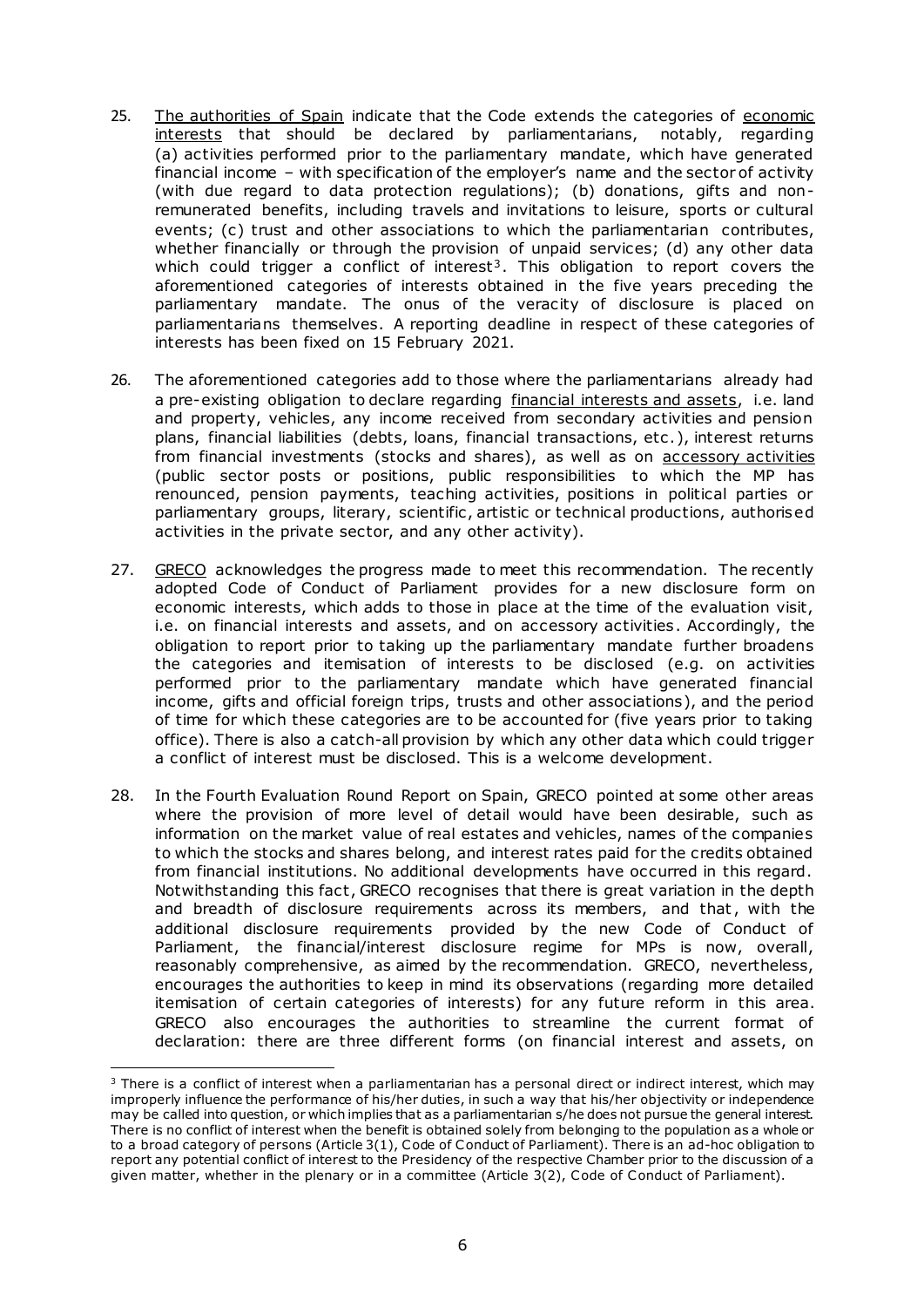25. The authorities of Spain indicate that the Code extends the categories of economic interests that should be declared by parliamentarians, notably, regarding (a) activities performed prior to the parliamentary mandate, which have generated financial income – with specification of the employer's name and the sector of activity (with due regard to data protection regulations); (b) donations, gifts and non-remunerated benefits, including travels and invitations to leisure, sports or cultural events; (c) trust and other associations to which the parliamentarian contributes, whether financially or through the provision of unpaid services; (d) any other data which could trigger a conflict of interest[3]. This obligation to report covers the aforementioned categories of interests obtained in the five years preceding the parliamentary mandate. The onus of the veracity of disclosure is placed on parliamentarians themselves. A reporting deadline in respect of these categories of interests has been fixed on 15 February 2021.

26. The aforementioned categories add to those where the parliamentarians already had a pre-existing obligation to declare regarding financial interests and assets, i.e. land and property, vehicles, any income received from secondary activities and pension plans, financial liabilities (debts, loans, financial transactions, etc.), interest returns from financial investments (stocks and shares), as well as on accessory activities (public sector posts or positions, public responsibilities to which the MP has renounced, pension payments, teaching activities, positions in political parties or parliamentary groups, literary, scientific, artistic or technical productions, authorised activities in the private sector, and any other activity).

27. GRECO acknowledges the progress made to meet this recommendation. The recently adopted Code of Conduct of Parliament provides for a new disclosure form on economic interests, which adds to those in place at the time of the evaluation visit, i.e. on financial interests and assets, and on accessory activities. Accordingly, the obligation to report prior to taking up the parliamentary mandate further broadens the categories and itemisation of interests to be disclosed (e.g. on activities performed prior to the parliamentary mandate which have generated financial income, gifts and official foreign trips, trusts and other associations), and the period of time for which these categories are to be accounted for (five years prior to taking office). There is also a catch-all provision by which any other data which could trigger a conflict of interest must be disclosed. This is a welcome development.

28. In the Fourth Evaluation Round Report on Spain, GRECO pointed at some other areas where the provision of more level of detail would have been desirable, such as information on the market value of real estates and vehicles, names of the companies to which the stocks and shares belong, and interest rates paid for the credits obtained from financial institutions. No additional developments have occurred in this regard. Notwithstanding this fact, GRECO recognises that there is great variation in the depth and breadth of disclosure requirements across its members, and that, with the additional disclosure requirements provided by the new Code of Conduct of Parliament, the financial/interest disclosure regime for MPs is now, overall, reasonably comprehensive, as aimed by the recommendation. GRECO, nevertheless, encourages the authorities to keep in mind its observations (regarding more detailed itemisation of certain categories of interests) for any future reform in this area. GRECO also encourages the authorities to streamline the current format of declaration: there are three different forms (on financial interest and assets, on

---

[3] There is a conflict of interest when a parliamentarian has a personal direct or indirect interest, which may improperly influence the performance of his/her duties, in such a way that his/her objectivity or independence may be called into question, or which implies that as a parliamentarian s/he does not pursue the general interest. There is no conflict of interest when the benefit is obtained solely from belonging to the population as a whole or to a broad category of persons (Article 3(1), Code of Conduct of Parliament). There is an ad-hoc obligation to report any potential conflict of interest to the Presidency of the respective Chamber prior to the discussion of a given matter, whether in the plenary or in a committee (Article 3(2), Code of Conduct of Parliament).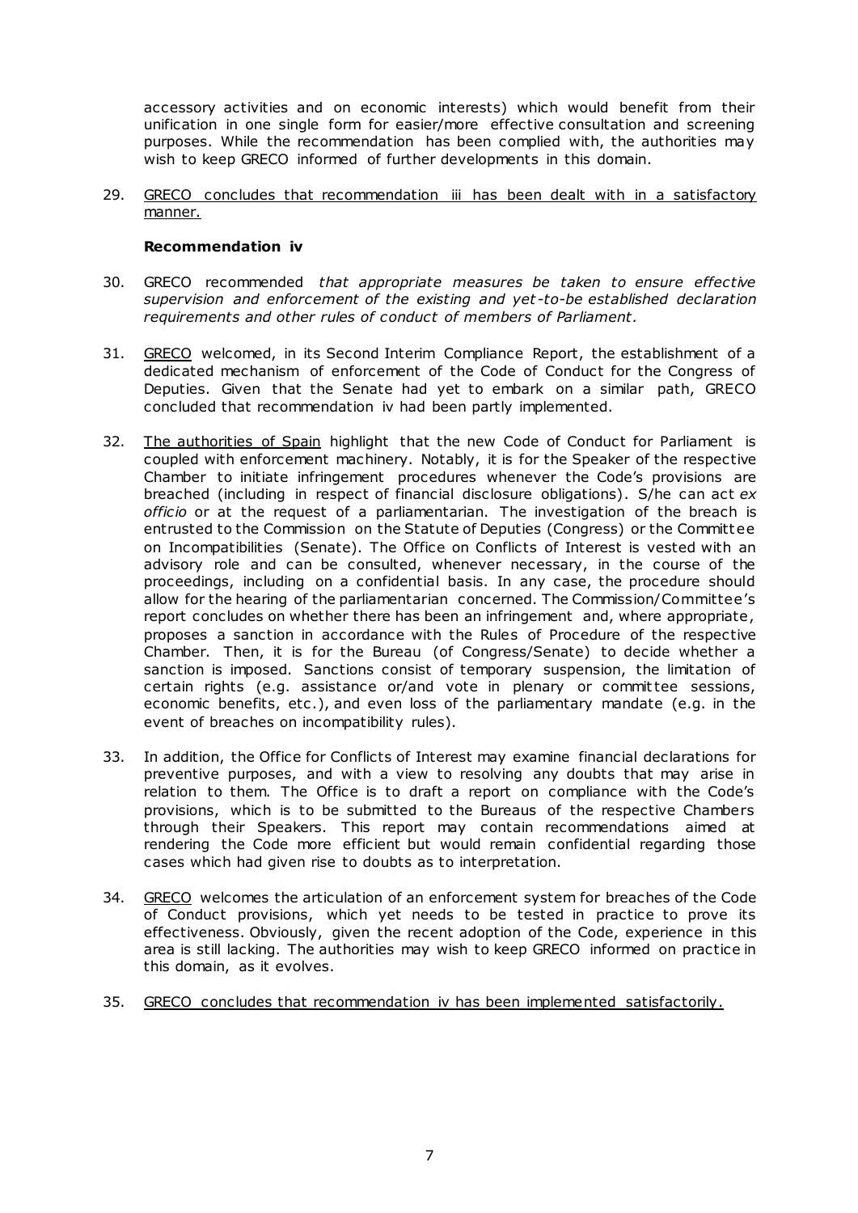accessory activities and on economic interests) which would benefit from their unification in one single form for easier/more effective consultation and screening purposes. While the recommendation has been complied with, the authorities may wish to keep GRECO informed of further developments in this domain.

29. GRECO concludes that recommendation iii has been dealt with in a satisfactory manner.

**Recommendation iv**

30. GRECO recommended *that appropriate measures be taken to ensure effective supervision and enforcement of the existing and yet-to-be established declaration requirements and other rules of conduct of members of Parliament.*

31. GRECO welcomed, in its Second Interim Compliance Report, the establishment of a dedicated mechanism of enforcement of the Code of Conduct for the Congress of Deputies. Given that the Senate had yet to embark on a similar path, GRECO concluded that recommendation iv had been partly implemented.

32. The authorities of Spain highlight that the new Code of Conduct for Parliament is coupled with enforcement machinery. Notably, it is for the Speaker of the respective Chamber to initiate infringement procedures whenever the Code's provisions are breached (including in respect of financial disclosure obligations). S/he can act *ex officio* or at the request of a parliamentarian. The investigation of the breach is entrusted to the Commission on the Statute of Deputies (Congress) or the Committee on Incompatibilities (Senate). The Office on Conflicts of Interest is vested with an advisory role and can be consulted, whenever necessary, in the course of the proceedings, including on a confidential basis. In any case, the procedure should allow for the hearing of the parliamentarian concerned. The Commission/Committee's report concludes on whether there has been an infringement and, where appropriate, proposes a sanction in accordance with the Rules of Procedure of the respective Chamber. Then, it is for the Bureau (of Congress/Senate) to decide whether a sanction is imposed. Sanctions consist of temporary suspension, the limitation of certain rights (e.g. assistance or/and vote in plenary or committee sessions, economic benefits, etc.), and even loss of the parliamentary mandate (e.g. in the event of breaches on incompatibility rules).

33. In addition, the Office for Conflicts of Interest may examine financial declarations for preventive purposes, and with a view to resolving any doubts that may arise in relation to them. The Office is to draft a report on compliance with the Code's provisions, which is to be submitted to the Bureaus of the respective Chambers through their Speakers. This report may contain recommendations aimed at rendering the Code more efficient but would remain confidential regarding those cases which had given rise to doubts as to interpretation.

34. GRECO welcomes the articulation of an enforcement system for breaches of the Code of Conduct provisions, which yet needs to be tested in practice to prove its effectiveness. Obviously, given the recent adoption of the Code, experience in this area is still lacking. The authorities may wish to keep GRECO informed on practice in this domain, as it evolves.

35. GRECO concludes that recommendation iv has been implemented satisfactorily.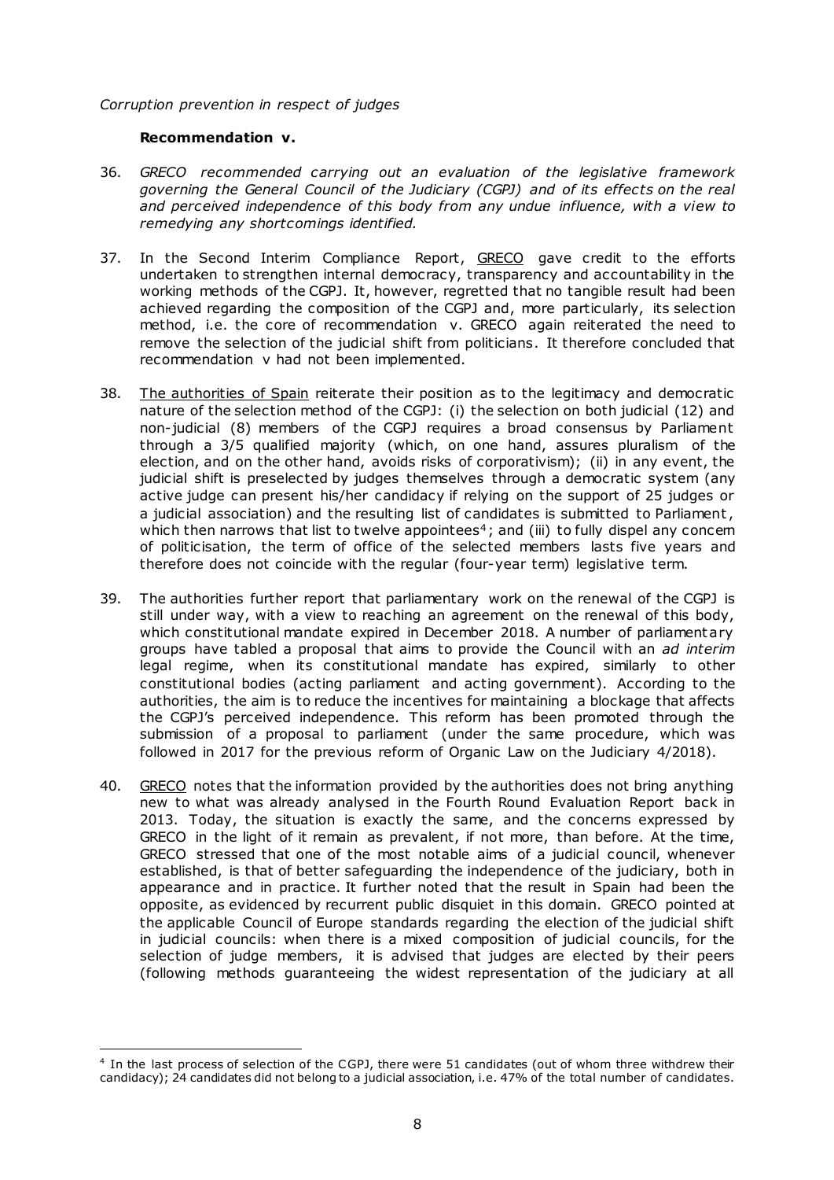*Corruption prevention in respect of judges*

**Recommendation v.**

36. *GRECO recommended carrying out an evaluation of the legislative framework governing the General Council of the Judiciary (CGPJ) and of its effects on the real and perceived independence of this body from any undue influence, with a view to remedying any shortcomings identified.*

37. In the Second Interim Compliance Report, GRECO gave credit to the efforts undertaken to strengthen internal democracy, transparency and accountability in the working methods of the CGPJ. It, however, regretted that no tangible result had been achieved regarding the composition of the CGPJ and, more particularly, its selection method, i.e. the core of recommendation v. GRECO again reiterated the need to remove the selection of the judicial shift from politicians. It therefore concluded that recommendation v had not been implemented.

38. The authorities of Spain reiterate their position as to the legitimacy and democratic nature of the selection method of the CGPJ: (i) the selection on both judicial (12) and non-judicial (8) members of the CGPJ requires a broad consensus by Parliament through a 3/5 qualified majority (which, on one hand, assures pluralism of the election, and on the other hand, avoids risks of corporativism); (ii) in any event, the judicial shift is preselected by judges themselves through a democratic system (any active judge can present his/her candidacy if relying on the support of 25 judges or a judicial association) and the resulting list of candidates is submitted to Parliament, which then narrows that list to twelve appointees[4]; and (iii) to fully dispel any concern of politicisation, the term of office of the selected members lasts five years and therefore does not coincide with the regular (four-year term) legislative term.

39. The authorities further report that parliamentary work on the renewal of the CGPJ is still under way, with a view to reaching an agreement on the renewal of this body, which constitutional mandate expired in December 2018. A number of parliamentary groups have tabled a proposal that aims to provide the Council with an *ad interim* legal regime, when its constitutional mandate has expired, similarly to other constitutional bodies (acting parliament and acting government). According to the authorities, the aim is to reduce the incentives for maintaining a blockage that affects the CGPJ's perceived independence. This reform has been promoted through the submission of a proposal to parliament (under the same procedure, which was followed in 2017 for the previous reform of Organic Law on the Judiciary 4/2018).

40. GRECO notes that the information provided by the authorities does not bring anything new to what was already analysed in the Fourth Round Evaluation Report back in 2013. Today, the situation is exactly the same, and the concerns expressed by GRECO in the light of it remain as prevalent, if not more, than before. At the time, GRECO stressed that one of the most notable aims of a judicial council, whenever established, is that of better safeguarding the independence of the judiciary, both in appearance and in practice. It further noted that the result in Spain had been the opposite, as evidenced by recurrent public disquiet in this domain. GRECO pointed at the applicable Council of Europe standards regarding the election of the judicial shift in judicial councils: when there is a mixed composition of judicial councils, for the selection of judge members, it is advised that judges are elected by their peers (following methods guaranteeing the widest representation of the judiciary at all

[4] In the last process of selection of the CGPJ, there were 51 candidates (out of whom three withdrew their candidacy); 24 candidates did not belong to a judicial association, i.e. 47% of the total number of candidates.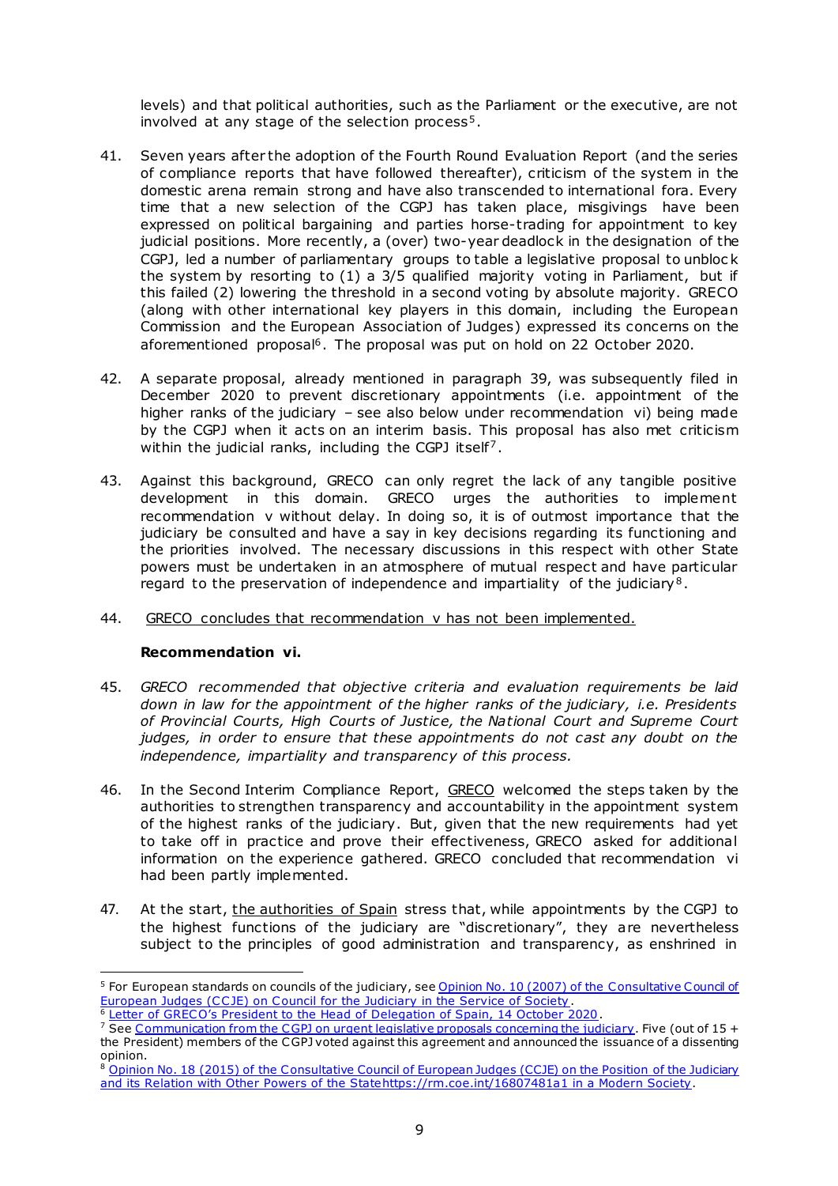levels) and that political authorities, such as the Parliament or the executive, are not involved at any stage of the selection process[5].

41. Seven years after the adoption of the Fourth Round Evaluation Report (and the series of compliance reports that have followed thereafter), criticism of the system in the domestic arena remain strong and have also transcended to international fora. Every time that a new selection of the CGPJ has taken place, misgivings have been expressed on political bargaining and parties horse-trading for appointment to key judicial positions. More recently, a (over) two-year deadlock in the designation of the CGPJ, led a number of parliamentary groups to table a legislative proposal to unblock the system by resorting to (1) a 3/5 qualified majority voting in Parliament, but if this failed (2) lowering the threshold in a second voting by absolute majority. GRECO (along with other international key players in this domain, including the European Commission and the European Association of Judges) expressed its concerns on the aforementioned proposal[6]. The proposal was put on hold on 22 October 2020.

42. A separate proposal, already mentioned in paragraph 39, was subsequently filed in December 2020 to prevent discretionary appointments (i.e. appointment of the higher ranks of the judiciary – see also below under recommendation vi) being made by the CGPJ when it acts on an interim basis. This proposal has also met criticism within the judicial ranks, including the CGPJ itself[7].

43. Against this background, GRECO can only regret the lack of any tangible positive development in this domain. GRECO urges the authorities to implement recommendation v without delay. In doing so, it is of outmost importance that the judiciary be consulted and have a say in key decisions regarding its functioning and the priorities involved. The necessary discussions in this respect with other State powers must be undertaken in an atmosphere of mutual respect and have particular regard to the preservation of independence and impartiality of the judiciary[8].

44. <u>GRECO concludes that recommendation v has not been implemented.</u>

**Recommendation vi.**

45. *GRECO recommended that objective criteria and evaluation requirements be laid down in law for the appointment of the higher ranks of the judiciary, i.e. Presidents of Provincial Courts, High Courts of Justice, the National Court and Supreme Court judges, in order to ensure that these appointments do not cast any doubt on the independence, impartiality and transparency of this process.*

46. In the Second Interim Compliance Report, <u>GRECO</u> welcomed the steps taken by the authorities to strengthen transparency and accountability in the appointment system of the highest ranks of the judiciary. But, given that the new requirements had yet to take off in practice and prove their effectiveness, GRECO asked for additional information on the experience gathered. GRECO concluded that recommendation vi had been partly implemented.

47. At the start, <u>the authorities of Spain</u> stress that, while appointments by the CGPJ to the highest functions of the judiciary are "discretionary", they are nevertheless subject to the principles of good administration and transparency, as enshrined in

---

[5] For European standards on councils of the judiciary, see Opinion No. 10 (2007) of the Consultative Council of European Judges (CCJE) on Council for the Judiciary in the Service of Society.

[6] Letter of GRECO's President to the Head of Delegation of Spain, 14 October 2020.

[7] See Communication from the CGPJ on urgent legislative proposals concerning the judiciary. Five (out of 15 + the President) members of the CGPJ voted against this agreement and announced the issuance of a dissenting opinion.

[8] Opinion No. 18 (2015) of the Consultative Council of European Judges (CCJE) on the Position of the Judiciary and its Relation with Other Powers of the Statehttps://rm.coe.int/16807481a1 in a Modern Society.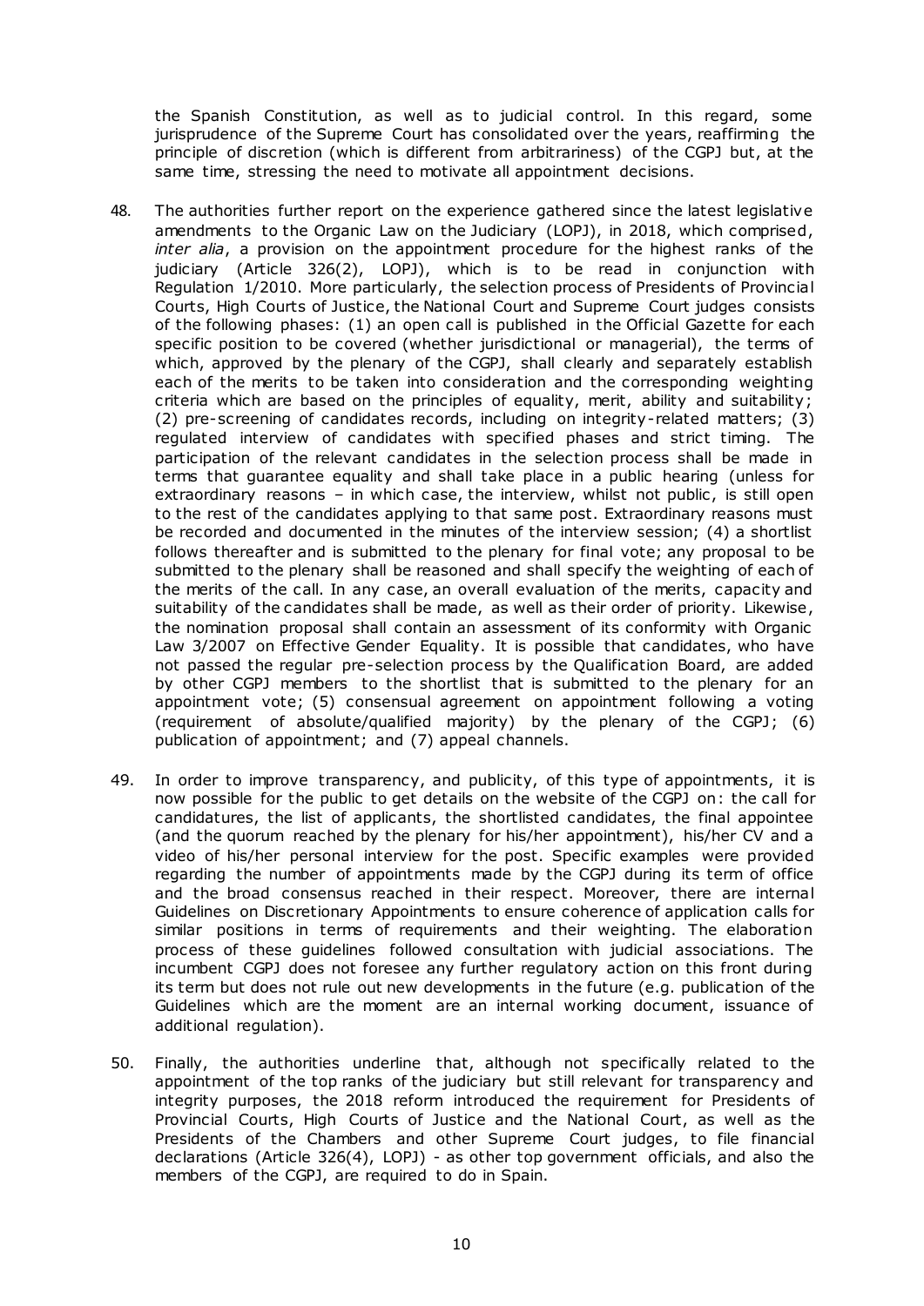the Spanish Constitution, as well as to judicial control. In this regard, some jurisprudence of the Supreme Court has consolidated over the years, reaffirming the principle of discretion (which is different from arbitrariness) of the CGPJ but, at the same time, stressing the need to motivate all appointment decisions.

48. The authorities further report on the experience gathered since the latest legislative amendments to the Organic Law on the Judiciary (LOPJ), in 2018, which comprised, *inter alia*, a provision on the appointment procedure for the highest ranks of the judiciary (Article 326(2), LOPJ), which is to be read in conjunction with Regulation 1/2010. More particularly, the selection process of Presidents of Provincial Courts, High Courts of Justice, the National Court and Supreme Court judges consists of the following phases: (1) an open call is published in the Official Gazette for each specific position to be covered (whether jurisdictional or managerial), the terms of which, approved by the plenary of the CGPJ, shall clearly and separately establish each of the merits to be taken into consideration and the corresponding weighting criteria which are based on the principles of equality, merit, ability and suitability; (2) pre-screening of candidates records, including on integrity-related matters; (3) regulated interview of candidates with specified phases and strict timing. The participation of the relevant candidates in the selection process shall be made in terms that guarantee equality and shall take place in a public hearing (unless for extraordinary reasons – in which case, the interview, whilst not public, is still open to the rest of the candidates applying to that same post. Extraordinary reasons must be recorded and documented in the minutes of the interview session; (4) a shortlist follows thereafter and is submitted to the plenary for final vote; any proposal to be submitted to the plenary shall be reasoned and shall specify the weighting of each of the merits of the call. In any case, an overall evaluation of the merits, capacity and suitability of the candidates shall be made, as well as their order of priority. Likewise, the nomination proposal shall contain an assessment of its conformity with Organic Law 3/2007 on Effective Gender Equality. It is possible that candidates, who have not passed the regular pre-selection process by the Qualification Board, are added by other CGPJ members to the shortlist that is submitted to the plenary for an appointment vote; (5) consensual agreement on appointment following a voting (requirement of absolute/qualified majority) by the plenary of the CGPJ; (6) publication of appointment; and (7) appeal channels.

49. In order to improve transparency, and publicity, of this type of appointments, it is now possible for the public to get details on the website of the CGPJ on: the call for candidatures, the list of applicants, the shortlisted candidates, the final appointee (and the quorum reached by the plenary for his/her appointment), his/her CV and a video of his/her personal interview for the post. Specific examples were provided regarding the number of appointments made by the CGPJ during its term of office and the broad consensus reached in their respect. Moreover, there are internal Guidelines on Discretionary Appointments to ensure coherence of application calls for similar positions in terms of requirements and their weighting. The elaboration process of these guidelines followed consultation with judicial associations. The incumbent CGPJ does not foresee any further regulatory action on this front during its term but does not rule out new developments in the future (e.g. publication of the Guidelines which are the moment are an internal working document, issuance of additional regulation).

50. Finally, the authorities underline that, although not specifically related to the appointment of the top ranks of the judiciary but still relevant for transparency and integrity purposes, the 2018 reform introduced the requirement for Presidents of Provincial Courts, High Courts of Justice and the National Court, as well as the Presidents of the Chambers and other Supreme Court judges, to file financial declarations (Article 326(4), LOPJ) - as other top government officials, and also the members of the CGPJ, are required to do in Spain.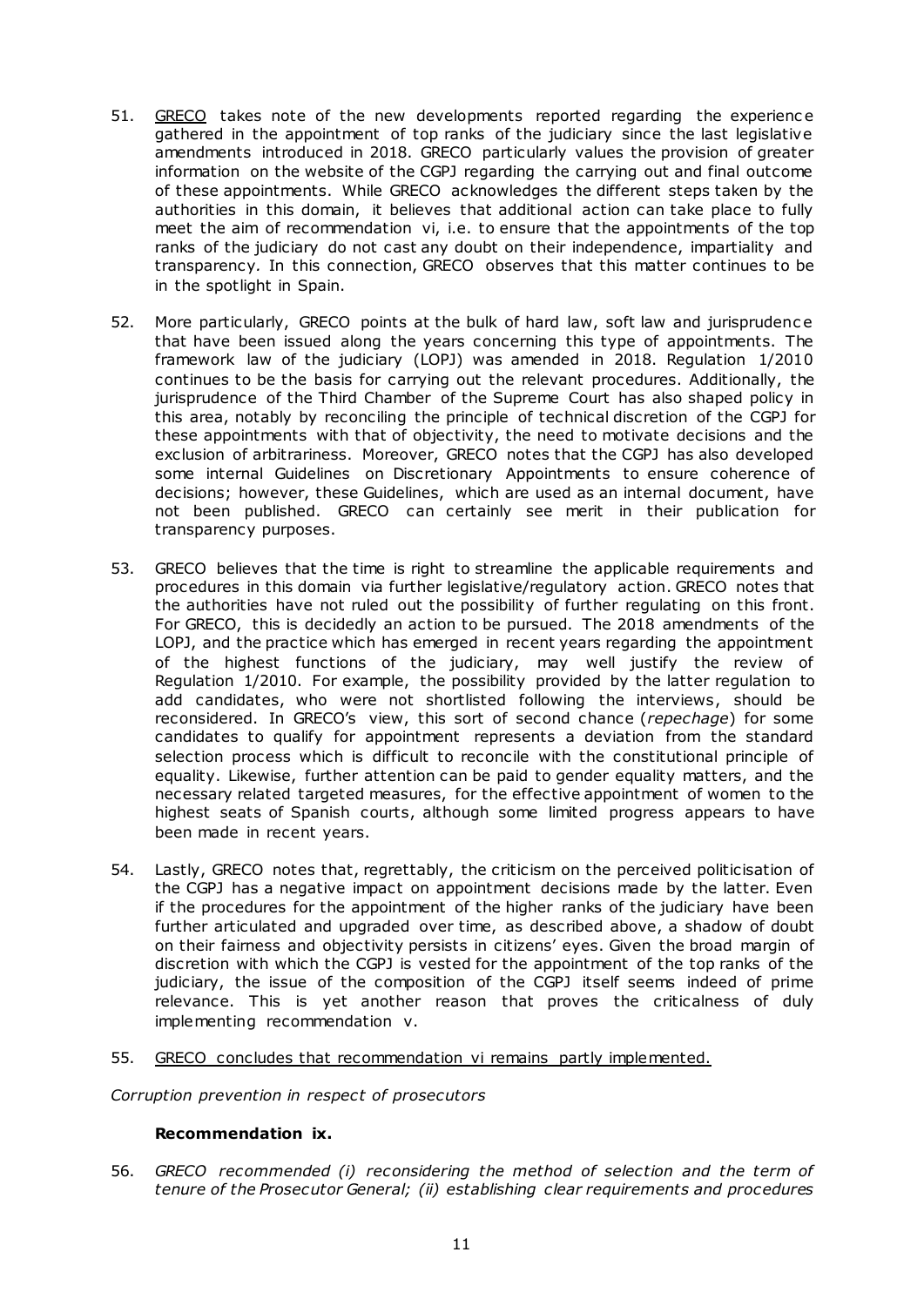51. GRECO takes note of the new developments reported regarding the experience gathered in the appointment of top ranks of the judiciary since the last legislative amendments introduced in 2018. GRECO particularly values the provision of greater information on the website of the CGPJ regarding the carrying out and final outcome of these appointments. While GRECO acknowledges the different steps taken by the authorities in this domain, it believes that additional action can take place to fully meet the aim of recommendation vi, i.e. to ensure that the appointments of the top ranks of the judiciary do not cast any doubt on their independence, impartiality and transparency. In this connection, GRECO observes that this matter continues to be in the spotlight in Spain.

52. More particularly, GRECO points at the bulk of hard law, soft law and jurisprudence that have been issued along the years concerning this type of appointments. The framework law of the judiciary (LOPJ) was amended in 2018. Regulation 1/2010 continues to be the basis for carrying out the relevant procedures. Additionally, the jurisprudence of the Third Chamber of the Supreme Court has also shaped policy in this area, notably by reconciling the principle of technical discretion of the CGPJ for these appointments with that of objectivity, the need to motivate decisions and the exclusion of arbitrariness. Moreover, GRECO notes that the CGPJ has also developed some internal Guidelines on Discretionary Appointments to ensure coherence of decisions; however, these Guidelines, which are used as an internal document, have not been published. GRECO can certainly see merit in their publication for transparency purposes.

53. GRECO believes that the time is right to streamline the applicable requirements and procedures in this domain via further legislative/regulatory action. GRECO notes that the authorities have not ruled out the possibility of further regulating on this front. For GRECO, this is decidedly an action to be pursued. The 2018 amendments of the LOPJ, and the practice which has emerged in recent years regarding the appointment of the highest functions of the judiciary, may well justify the review of Regulation 1/2010. For example, the possibility provided by the latter regulation to add candidates, who were not shortlisted following the interviews, should be reconsidered. In GRECO's view, this sort of second chance (*repechage*) for some candidates to qualify for appointment represents a deviation from the standard selection process which is difficult to reconcile with the constitutional principle of equality. Likewise, further attention can be paid to gender equality matters, and the necessary related targeted measures, for the effective appointment of women to the highest seats of Spanish courts, although some limited progress appears to have been made in recent years.

54. Lastly, GRECO notes that, regrettably, the criticism on the perceived politicisation of the CGPJ has a negative impact on appointment decisions made by the latter. Even if the procedures for the appointment of the higher ranks of the judiciary have been further articulated and upgraded over time, as described above, a shadow of doubt on their fairness and objectivity persists in citizens' eyes. Given the broad margin of discretion with which the CGPJ is vested for the appointment of the top ranks of the judiciary, the issue of the composition of the CGPJ itself seems indeed of prime relevance. This is yet another reason that proves the criticalness of duly implementing recommendation v.

55. GRECO concludes that recommendation vi remains partly implemented.

*Corruption prevention in respect of prosecutors*

**Recommendation ix.**

56. *GRECO recommended (i) reconsidering the method of selection and the term of tenure of the Prosecutor General; (ii) establishing clear requirements and procedures*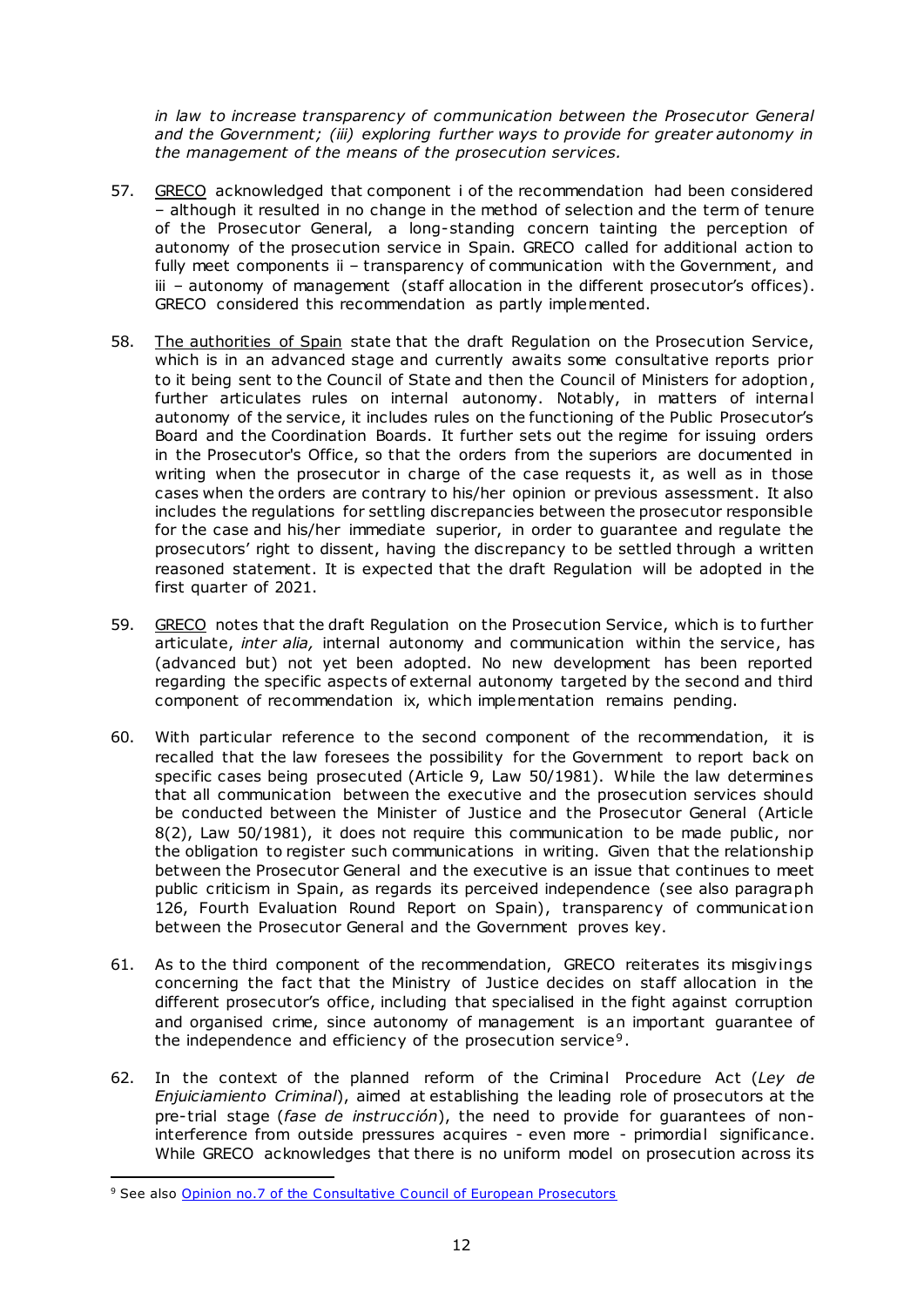*in law to increase transparency of communication between the Prosecutor General and the Government; (iii) exploring further ways to provide for greater autonomy in the management of the means of the prosecution services.*

57. GRECO acknowledged that component i of the recommendation had been considered – although it resulted in no change in the method of selection and the term of tenure of the Prosecutor General, a long-standing concern tainting the perception of autonomy of the prosecution service in Spain. GRECO called for additional action to fully meet components ii – transparency of communication with the Government, and iii – autonomy of management (staff allocation in the different prosecutor's offices). GRECO considered this recommendation as partly implemented.

58. The authorities of Spain state that the draft Regulation on the Prosecution Service, which is in an advanced stage and currently awaits some consultative reports prior to it being sent to the Council of State and then the Council of Ministers for adoption, further articulates rules on internal autonomy. Notably, in matters of internal autonomy of the service, it includes rules on the functioning of the Public Prosecutor's Board and the Coordination Boards. It further sets out the regime for issuing orders in the Prosecutor's Office, so that the orders from the superiors are documented in writing when the prosecutor in charge of the case requests it, as well as in those cases when the orders are contrary to his/her opinion or previous assessment. It also includes the regulations for settling discrepancies between the prosecutor responsible for the case and his/her immediate superior, in order to guarantee and regulate the prosecutors' right to dissent, having the discrepancy to be settled through a written reasoned statement. It is expected that the draft Regulation will be adopted in the first quarter of 2021.

59. GRECO notes that the draft Regulation on the Prosecution Service, which is to further articulate, *inter alia,* internal autonomy and communication within the service, has (advanced but) not yet been adopted. No new development has been reported regarding the specific aspects of external autonomy targeted by the second and third component of recommendation ix, which implementation remains pending.

60. With particular reference to the second component of the recommendation, it is recalled that the law foresees the possibility for the Government to report back on specific cases being prosecuted (Article 9, Law 50/1981). While the law determines that all communication between the executive and the prosecution services should be conducted between the Minister of Justice and the Prosecutor General (Article 8(2), Law 50/1981), it does not require this communication to be made public, nor the obligation to register such communications in writing. Given that the relationship between the Prosecutor General and the executive is an issue that continues to meet public criticism in Spain, as regards its perceived independence (see also paragraph 126, Fourth Evaluation Round Report on Spain), transparency of communication between the Prosecutor General and the Government proves key.

61. As to the third component of the recommendation, GRECO reiterates its misgivings concerning the fact that the Ministry of Justice decides on staff allocation in the different prosecutor's office, including that specialised in the fight against corruption and organised crime, since autonomy of management is an important guarantee of the independence and efficiency of the prosecution service[9].

62. In the context of the planned reform of the Criminal Procedure Act (*Ley de Enjuiciamiento Criminal*), aimed at establishing the leading role of prosecutors at the pre-trial stage (*fase de instrucción*), the need to provide for guarantees of non-interference from outside pressures acquires - even more - primordial significance. While GRECO acknowledges that there is no uniform model on prosecution across its

[9] See also Opinion no.7 of the Consultative Council of European Prosecutors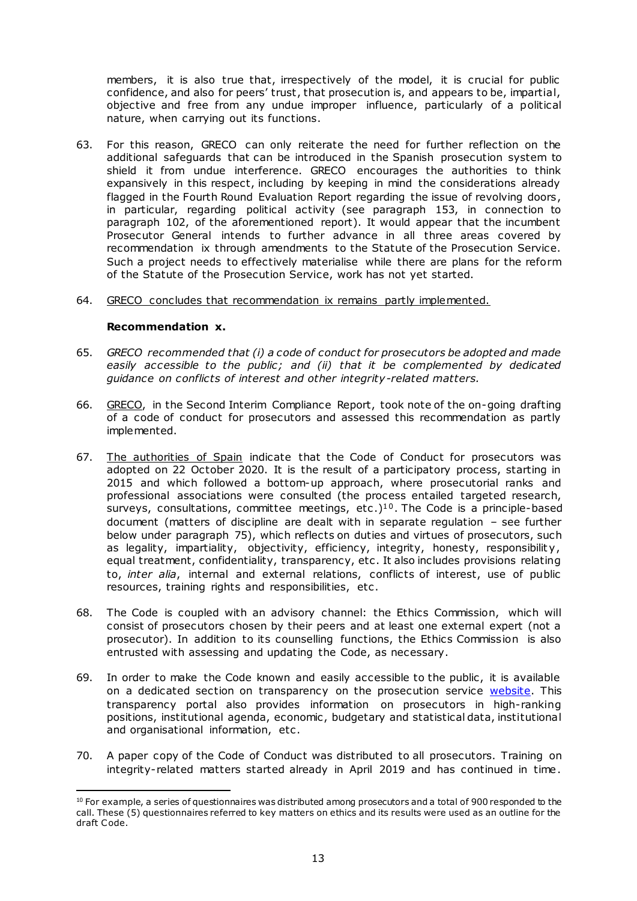members, it is also true that, irrespectively of the model, it is crucial for public confidence, and also for peers' trust, that prosecution is, and appears to be, impartial, objective and free from any undue improper influence, particularly of a political nature, when carrying out its functions.

63. For this reason, GRECO can only reiterate the need for further reflection on the additional safeguards that can be introduced in the Spanish prosecution system to shield it from undue interference. GRECO encourages the authorities to think expansively in this respect, including by keeping in mind the considerations already flagged in the Fourth Round Evaluation Report regarding the issue of revolving doors, in particular, regarding political activity (see paragraph 153, in connection to paragraph 102, of the aforementioned report). It would appear that the incumbent Prosecutor General intends to further advance in all three areas covered by recommendation ix through amendments to the Statute of the Prosecution Service. Such a project needs to effectively materialise while there are plans for the reform of the Statute of the Prosecution Service, work has not yet started.

64. GRECO concludes that recommendation ix remains partly implemented.

**Recommendation x.**

65. *GRECO recommended that (i) a code of conduct for prosecutors be adopted and made easily accessible to the public; and (ii) that it be complemented by dedicated guidance on conflicts of interest and other integrity-related matters.*

66. GRECO, in the Second Interim Compliance Report, took note of the on-going drafting of a code of conduct for prosecutors and assessed this recommendation as partly implemented.

67. The authorities of Spain indicate that the Code of Conduct for prosecutors was adopted on 22 October 2020. It is the result of a participatory process, starting in 2015 and which followed a bottom-up approach, where prosecutorial ranks and professional associations were consulted (the process entailed targeted research, surveys, consultations, committee meetings, etc.)[10]. The Code is a principle-based document (matters of discipline are dealt with in separate regulation – see further below under paragraph 75), which reflects on duties and virtues of prosecutors, such as legality, impartiality, objectivity, efficiency, integrity, honesty, responsibility, equal treatment, confidentiality, transparency, etc. It also includes provisions relating to, *inter alia*, internal and external relations, conflicts of interest, use of public resources, training rights and responsibilities, etc.

68. The Code is coupled with an advisory channel: the Ethics Commission, which will consist of prosecutors chosen by their peers and at least one external expert (not a prosecutor). In addition to its counselling functions, the Ethics Commission is also entrusted with assessing and updating the Code, as necessary.

69. In order to make the Code known and easily accessible to the public, it is available on a dedicated section on transparency on the prosecution service website. This transparency portal also provides information on prosecutors in high-ranking positions, institutional agenda, economic, budgetary and statistical data, institutional and organisational information, etc.

70. A paper copy of the Code of Conduct was distributed to all prosecutors. Training on integrity-related matters started already in April 2019 and has continued in time.

---

[10] For example, a series of questionnaires was distributed among prosecutors and a total of 900 responded to the call. These (5) questionnaires referred to key matters on ethics and its results were used as an outline for the draft Code.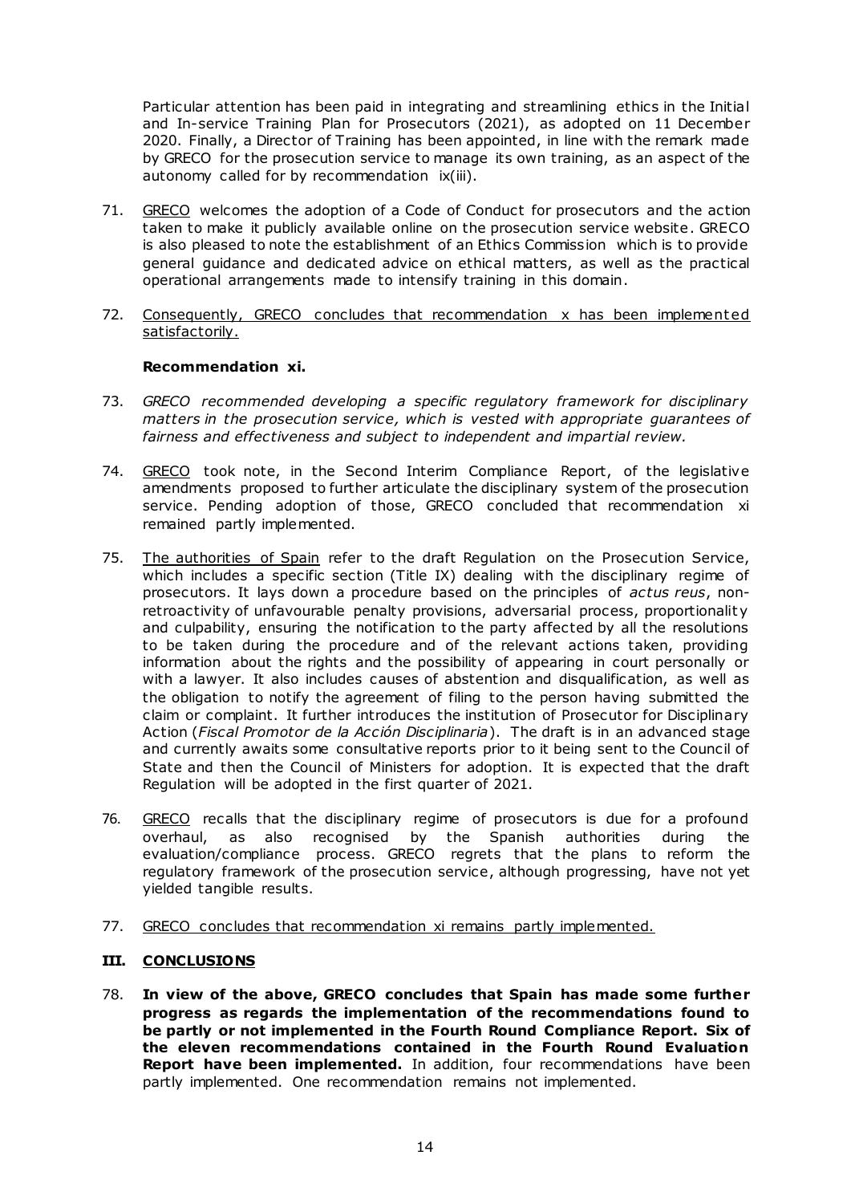Particular attention has been paid in integrating and streamlining ethics in the Initial and In-service Training Plan for Prosecutors (2021), as adopted on 11 December 2020. Finally, a Director of Training has been appointed, in line with the remark made by GRECO for the prosecution service to manage its own training, as an aspect of the autonomy called for by recommendation ix(iii).

71. GRECO welcomes the adoption of a Code of Conduct for prosecutors and the action taken to make it publicly available online on the prosecution service website. GRECO is also pleased to note the establishment of an Ethics Commission which is to provide general guidance and dedicated advice on ethical matters, as well as the practical operational arrangements made to intensify training in this domain.

72. Consequently, GRECO concludes that recommendation x has been implemented satisfactorily.

**Recommendation xi.**

73. *GRECO recommended developing a specific regulatory framework for disciplinary matters in the prosecution service, which is vested with appropriate guarantees of fairness and effectiveness and subject to independent and impartial review.*

74. GRECO took note, in the Second Interim Compliance Report, of the legislative amendments proposed to further articulate the disciplinary system of the prosecution service. Pending adoption of those, GRECO concluded that recommendation xi remained partly implemented.

75. The authorities of Spain refer to the draft Regulation on the Prosecution Service, which includes a specific section (Title IX) dealing with the disciplinary regime of prosecutors. It lays down a procedure based on the principles of *actus reus*, non-retroactivity of unfavourable penalty provisions, adversarial process, proportionality and culpability, ensuring the notification to the party affected by all the resolutions to be taken during the procedure and of the relevant actions taken, providing information about the rights and the possibility of appearing in court personally or with a lawyer. It also includes causes of abstention and disqualification, as well as the obligation to notify the agreement of filing to the person having submitted the claim or complaint. It further introduces the institution of Prosecutor for Disciplinary Action (*Fiscal Promotor de la Acción Disciplinaria*). The draft is in an advanced stage and currently awaits some consultative reports prior to it being sent to the Council of State and then the Council of Ministers for adoption. It is expected that the draft Regulation will be adopted in the first quarter of 2021.

76. GRECO recalls that the disciplinary regime of prosecutors is due for a profound overhaul, as also recognised by the Spanish authorities during the evaluation/compliance process. GRECO regrets that the plans to reform the regulatory framework of the prosecution service, although progressing, have not yet yielded tangible results.

77. GRECO concludes that recommendation xi remains partly implemented.

## III. CONCLUSIONS

78. **In view of the above, GRECO concludes that Spain has made some further progress as regards the implementation of the recommendations found to be partly or not implemented in the Fourth Round Compliance Report. Six of the eleven recommendations contained in the Fourth Round Evaluation Report have been implemented.** In addition, four recommendations have been partly implemented. One recommendation remains not implemented.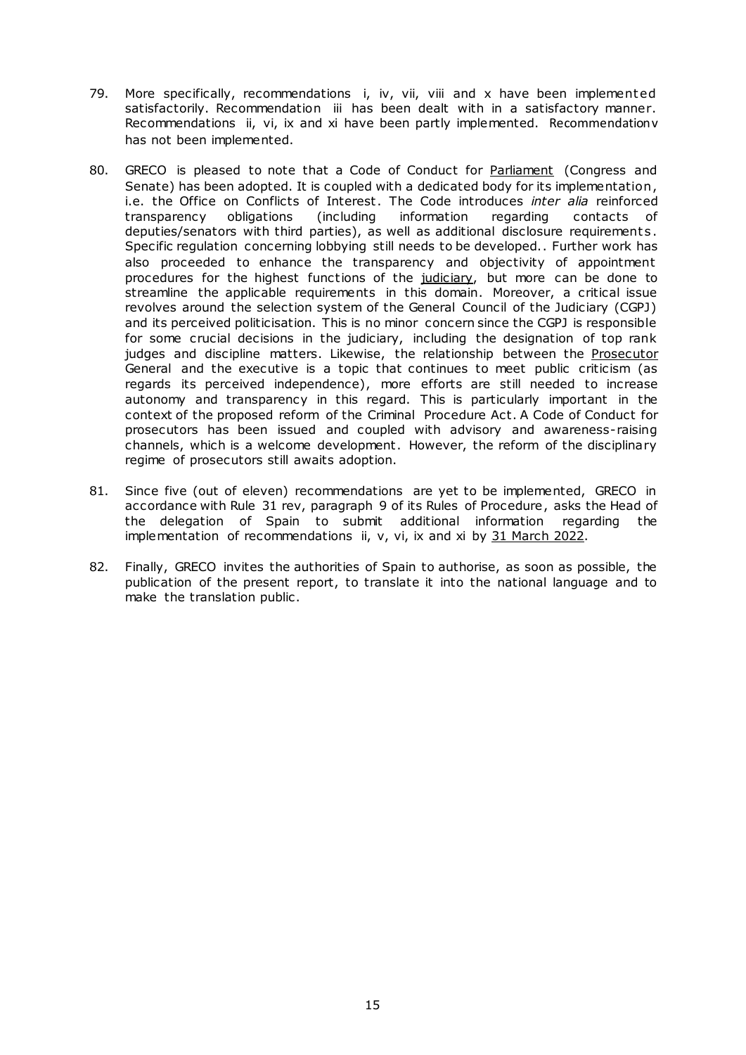79. More specifically, recommendations i, iv, vii, viii and x have been implemented satisfactorily. Recommendation iii has been dealt with in a satisfactory manner. Recommendations ii, vi, ix and xi have been partly implemented. Recommendation v has not been implemented.

80. GRECO is pleased to note that a Code of Conduct for Parliament (Congress and Senate) has been adopted. It is coupled with a dedicated body for its implementation, i.e. the Office on Conflicts of Interest. The Code introduces *inter alia* reinforced transparency obligations (including information regarding contacts of deputies/senators with third parties), as well as additional disclosure requirements. Specific regulation concerning lobbying still needs to be developed.. Further work has also proceeded to enhance the transparency and objectivity of appointment procedures for the highest functions of the judiciary, but more can be done to streamline the applicable requirements in this domain. Moreover, a critical issue revolves around the selection system of the General Council of the Judiciary (CGPJ) and its perceived politicisation. This is no minor concern since the CGPJ is responsible for some crucial decisions in the judiciary, including the designation of top rank judges and discipline matters. Likewise, the relationship between the Prosecutor General and the executive is a topic that continues to meet public criticism (as regards its perceived independence), more efforts are still needed to increase autonomy and transparency in this regard. This is particularly important in the context of the proposed reform of the Criminal Procedure Act. A Code of Conduct for prosecutors has been issued and coupled with advisory and awareness-raising channels, which is a welcome development. However, the reform of the disciplinary regime of prosecutors still awaits adoption.

81. Since five (out of eleven) recommendations are yet to be implemented, GRECO in accordance with Rule 31 rev, paragraph 9 of its Rules of Procedure, asks the Head of the delegation of Spain to submit additional information regarding the implementation of recommendations ii, v, vi, ix and xi by 31 March 2022.

82. Finally, GRECO invites the authorities of Spain to authorise, as soon as possible, the publication of the present report, to translate it into the national language and to make the translation public.